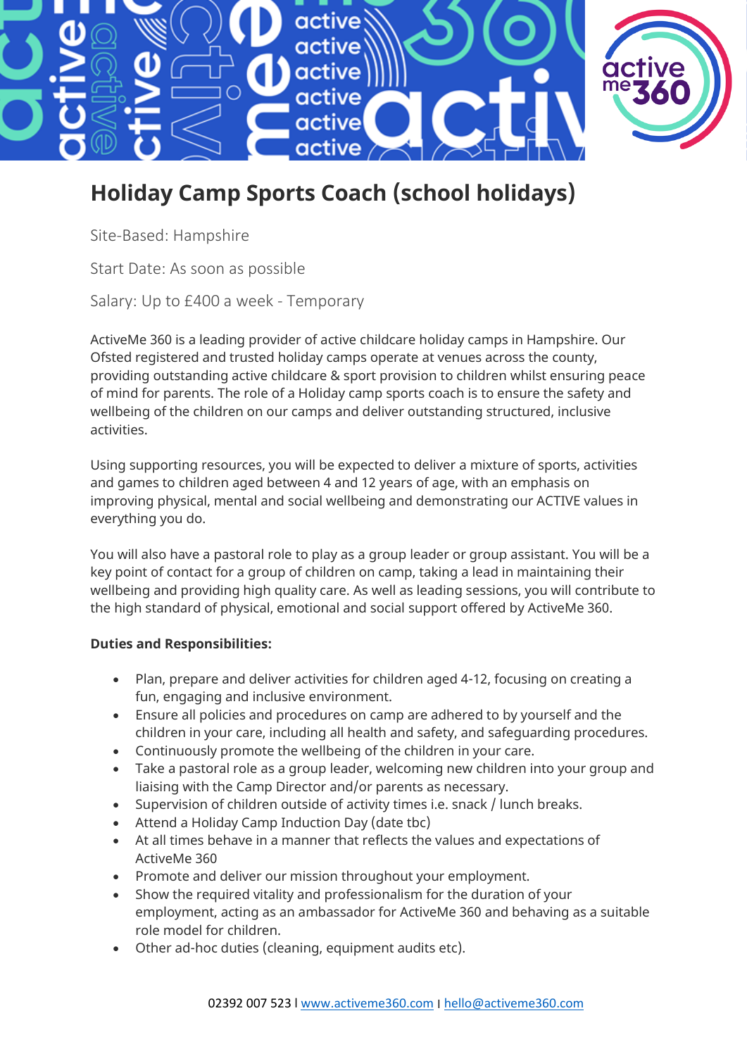# Holiday Camp Sports Coach (school holidays)

Site-Based: Hampshire

Start Date: As soon as possible

Salary: Up to £400 a week - Temporary

ActiveMe 360 is a leading provider of active childcare holiday camps in Hampshire. Our Ofsted registered and trusted holiday camps operate at venues across the county, providing outstanding active childcare & sport provision to children whilst ensuring peace of mind for parents. The role of a Holiday camp sports coach is to ensure the safety and wellbeing of the children on our camps and deliver outstanding structured, inclusive activities.

Using supporting resources, you will be expected to deliver a mixture of sports, activities and games to children aged between 4 and 12 years of age, with an emphasis on improving physical, mental and social wellbeing and demonstrating our ACTIVE values in everything you do.

You will also have a pastoral role to play as a group leader or group assistant. You will be a key point of contact for a group of children on camp, taking a lead in maintaining their wellbeing and providing high quality care. As well as leading sessions, you will contribute to the high standard of physical, emotional and social support offered by ActiveMe 360.

**Duties and Responsibilities:**

- Plan, prepare and deliver activities for children aged 4-12, focusing on creating a fun, engaging and inclusive environment.
- Ensure all policies and procedures on camp are adhered to by yourself and the children in your care, including all health and safety, and safeguarding procedures.
- Continuously promote the wellbeing of the children in your care.
- Take a pastoral role as a group leader, welcoming new children into your group and liaising with the Camp Director and/or parents as necessary.
- Supervision of children outside of activity times i.e. snack / lunch breaks.
- Attend a Holiday Camp Induction Day (date tbc)
- At all times behave in a manner that reflects the values and expectations of ActiveMe 360
- Promote and deliver our mission throughout your employment.
- Show the required vitality and professionalism for the duration of your employment, acting as an ambassador for ActiveMe 360 and behaving as a suitable role model for children.
- Other ad-hoc duties (cleaning, equipment audits etc).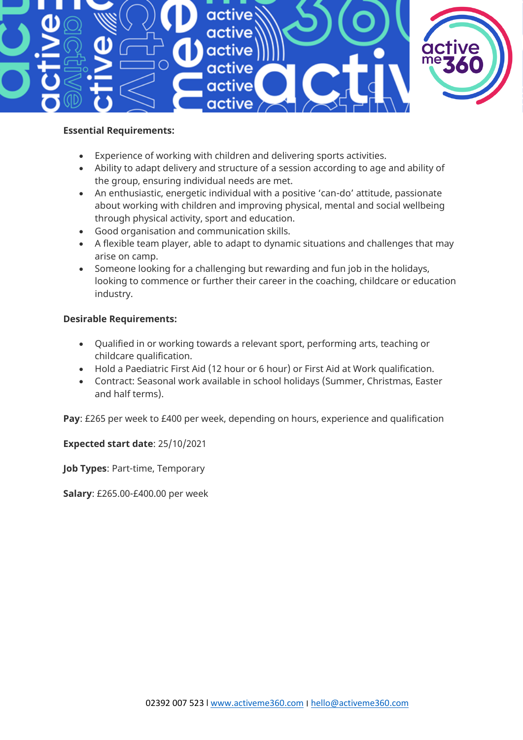**Essential Requirements:**

- Experience of working with children and delivering sports activities.
- Ability to adapt delivery and structure of a session according to age and ability of the group, ensuring individual needs are met.
- An enthusiastic, energetic individual with a positive 'can-do' attitude, passionate about working with children and improving physical, mental and social wellbeing through physical activity, sport and education.
- Good organisation and communication skills.
- A flexible team player, able to adapt to dynamic situations and challenges that may arise on camp.
- Someone looking for a challenging but rewarding and fun job in the holidays, looking to commence or further their career in the coaching, childcare or education industry.

**Desirable Requirements:**

- Qualified in or working towards a relevant sport, performing arts, teaching or childcare qualification.
- Hold a Paediatric First Aid (12 hour or 6 hour) or First Aid at Work qualification.
- Contract: Seasonal work available in school holidays (Summer, Christmas, Easter and half terms).

**Pay**: £265 per week to £400 per week, depending on hours, experience and qualification

**Expected start date**: 25/10/2021

**Job Types**: Part-time, Temporary

**Salary**: £265.00-£400.00 per week

02392 007 523 I www.activeme360.com I hello@activeme360.com